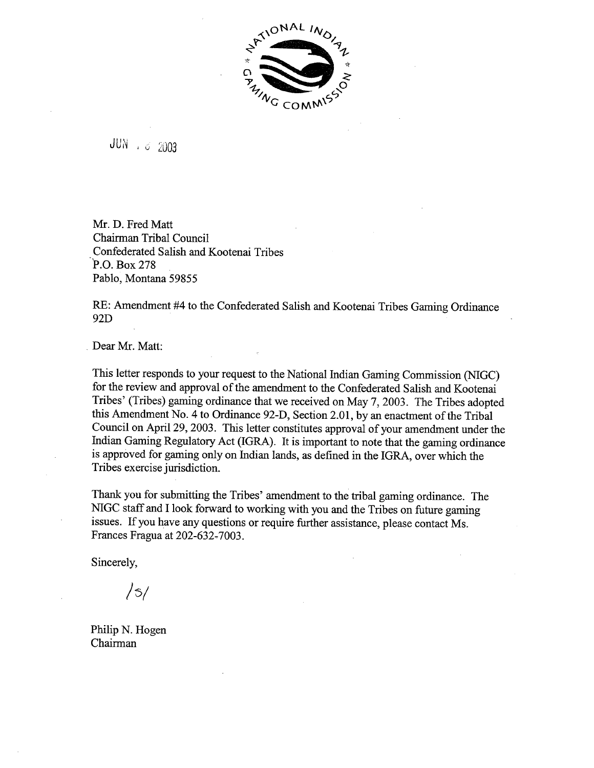NATIONAL INDIAN GAMING COMMISSION

JUN . 6 2003

Mr. D. Fred Matt
Chairman Tribal Council
Confederated Salish and Kootenai Tribes
P.O. Box 278
Pablo, Montana 59855

RE: Amendment #4 to the Confederated Salish and Kootenai Tribes Gaming Ordinance 92D

Dear Mr. Matt:

This letter responds to your request to the National Indian Gaming Commission (NIGC) for the review and approval of the amendment to the Confederated Salish and Kootenai Tribes' (Tribes) gaming ordinance that we received on May 7, 2003. The Tribes adopted this Amendment No. 4 to Ordinance 92-D, Section 2.01, by an enactment of the Tribal Council on April 29, 2003. This letter constitutes approval of your amendment under the Indian Gaming Regulatory Act (IGRA). It is important to note that the gaming ordinance is approved for gaming only on Indian lands, as defined in the IGRA, over which the Tribes exercise jurisdiction.

Thank you for submitting the Tribes' amendment to the tribal gaming ordinance. The NIGC staff and I look forward to working with you and the Tribes on future gaming issues. If you have any questions or require further assistance, please contact Ms. Frances Fragua at 202-632-7003.

Sincerely,

/s/

Philip N. Hogen
Chairman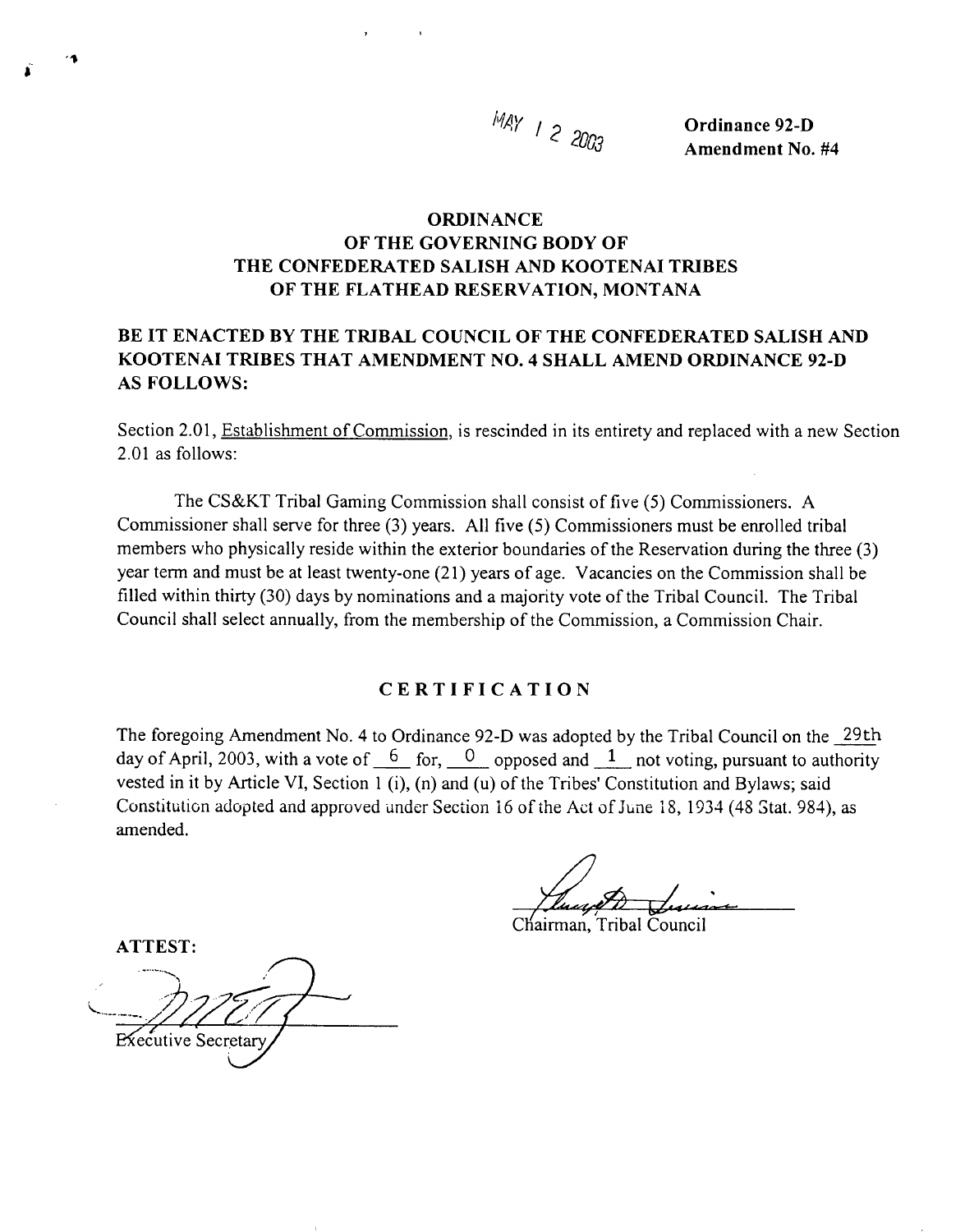MAY 12 2003

**Ordinance 92-D**
**Amendment No. #4**

## ORDINANCE
## OF THE GOVERNING BODY OF
## THE CONFEDERATED SALISH AND KOOTENAI TRIBES
## OF THE FLATHEAD RESERVATION, MONTANA

**BE IT ENACTED BY THE TRIBAL COUNCIL OF THE CONFEDERATED SALISH AND KOOTENAI TRIBES THAT AMENDMENT NO. 4 SHALL AMEND ORDINANCE 92-D AS FOLLOWS:**

Section 2.01, Establishment of Commission, is rescinded in its entirety and replaced with a new Section 2.01 as follows:

The CS&KT Tribal Gaming Commission shall consist of five (5) Commissioners. A Commissioner shall serve for three (3) years. All five (5) Commissioners must be enrolled tribal members who physically reside within the exterior boundaries of the Reservation during the three (3) year term and must be at least twenty-one (21) years of age. Vacancies on the Commission shall be filled within thirty (30) days by nominations and a majority vote of the Tribal Council. The Tribal Council shall select annually, from the membership of the Commission, a Commission Chair.

## CERTIFICATION

The foregoing Amendment No. 4 to Ordinance 92-D was adopted by the Tribal Council on the 29th day of April, 2003, with a vote of 6 for, 0 opposed and 1 not voting, pursuant to authority vested in it by Article VI, Section 1 (i), (n) and (u) of the Tribes' Constitution and Bylaws; said Constitution adopted and approved under Section 16 of the Act of June 18, 1934 (48 Stat. 984), as amended.

Chairman, Tribal Council

ATTEST:

Executive Secretary